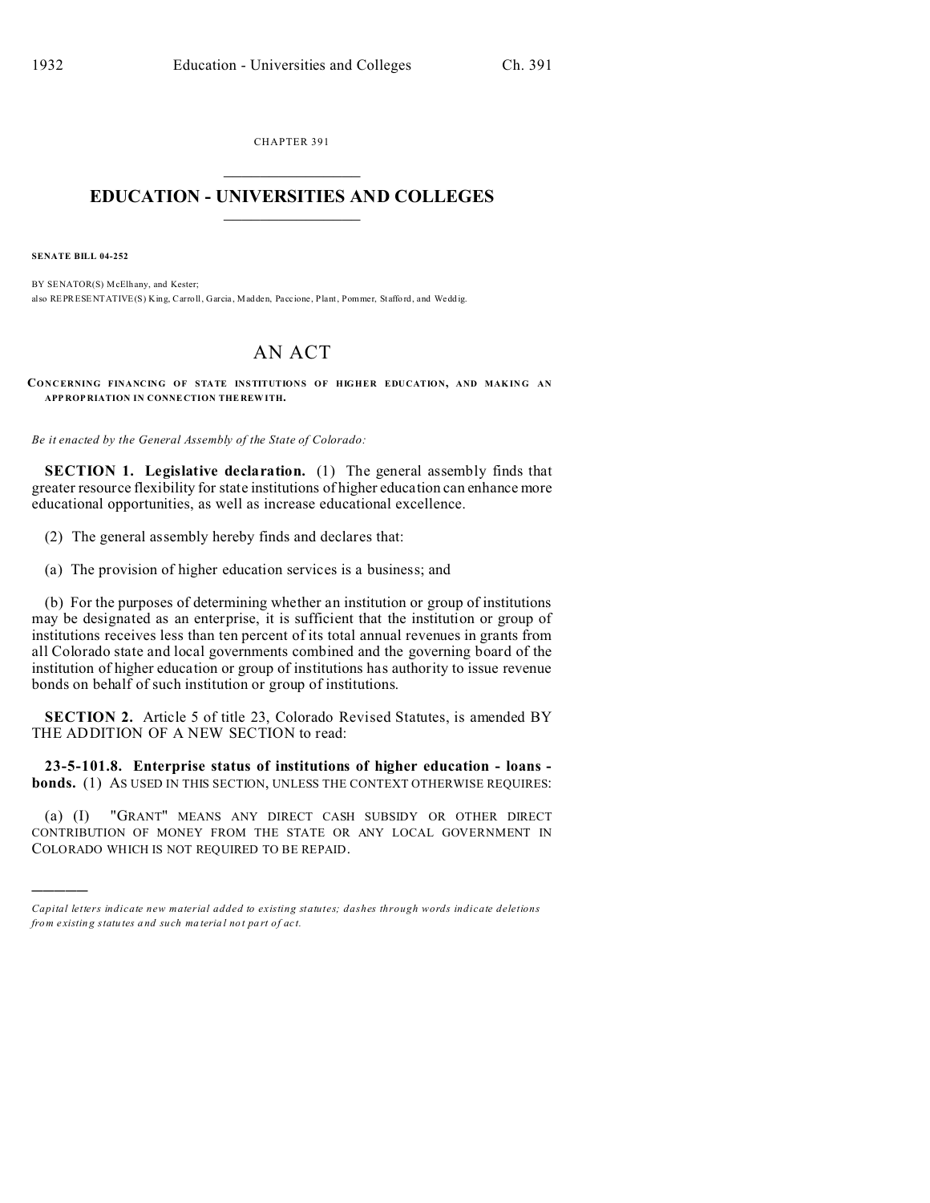CHAPTER 391

# EDUCATION - UNIVERSITIES AND COLLEGES

**SENATE BILL 04-252**

BY SENATOR(S) McElhany, and Kester;
also REPRESENTATIVE(S) King, Carroll, Garcia, Madden, Paccione, Plant, Pommer, Stafford, and Weddig.

## AN ACT

**CONCERNING FINANCING OF STATE INSTITUTIONS OF HIGHER EDUCATION, AND MAKING AN APPROPRIATION IN CONNECTION THEREWITH.**

*Be it enacted by the General Assembly of the State of Colorado:*

**SECTION 1. Legislative declaration.** (1) The general assembly finds that greater resource flexibility for state institutions of higher education can enhance more educational opportunities, as well as increase educational excellence.

(2) The general assembly hereby finds and declares that:

(a) The provision of higher education services is a business; and

(b) For the purposes of determining whether an institution or group of institutions may be designated as an enterprise, it is sufficient that the institution or group of institutions receives less than ten percent of its total annual revenues in grants from all Colorado state and local governments combined and the governing board of the institution of higher education or group of institutions has authority to issue revenue bonds on behalf of such institution or group of institutions.

**SECTION 2.** Article 5 of title 23, Colorado Revised Statutes, is amended BY THE ADDITION OF A NEW SECTION to read:

**23-5-101.8. Enterprise status of institutions of higher education - loans - bonds.** (1) AS USED IN THIS SECTION, UNLESS THE CONTEXT OTHERWISE REQUIRES:

(a) (I) "GRANT" MEANS ANY DIRECT CASH SUBSIDY OR OTHER DIRECT CONTRIBUTION OF MONEY FROM THE STATE OR ANY LOCAL GOVERNMENT IN COLORADO WHICH IS NOT REQUIRED TO BE REPAID.

---

*Capital letters indicate new material added to existing statutes; dashes through words indicate deletions from existing statutes and such material not part of act.*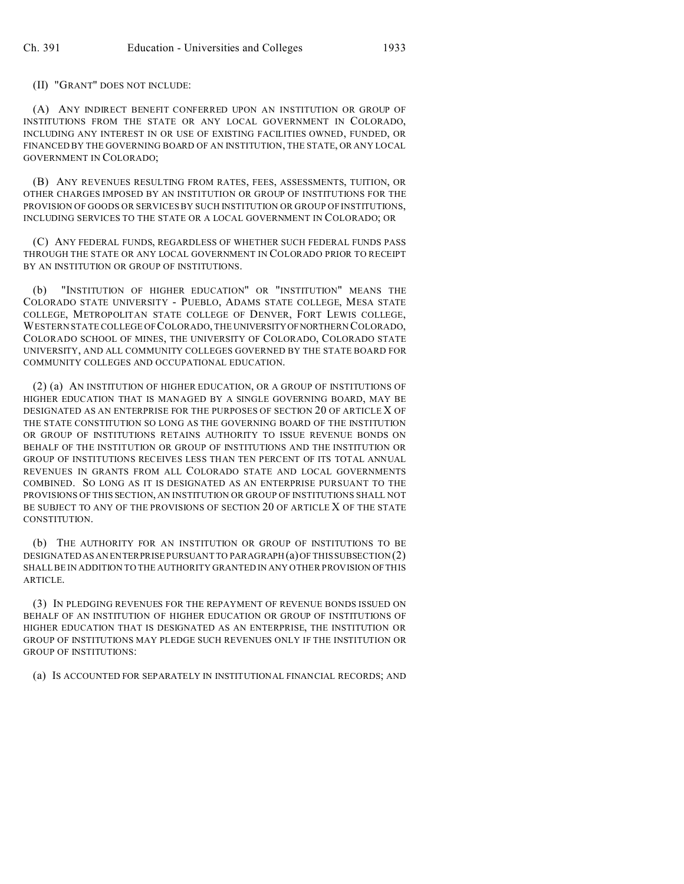(II) "GRANT" DOES NOT INCLUDE:

(A) ANY INDIRECT BENEFIT CONFERRED UPON AN INSTITUTION OR GROUP OF INSTITUTIONS FROM THE STATE OR ANY LOCAL GOVERNMENT IN COLORADO, INCLUDING ANY INTEREST IN OR USE OF EXISTING FACILITIES OWNED, FUNDED, OR FINANCED BY THE GOVERNING BOARD OF AN INSTITUTION, THE STATE, OR ANY LOCAL GOVERNMENT IN COLORADO;

(B) ANY REVENUES RESULTING FROM RATES, FEES, ASSESSMENTS, TUITION, OR OTHER CHARGES IMPOSED BY AN INSTITUTION OR GROUP OF INSTITUTIONS FOR THE PROVISION OF GOODS OR SERVICES BY SUCH INSTITUTION OR GROUP OF INSTITUTIONS, INCLUDING SERVICES TO THE STATE OR A LOCAL GOVERNMENT IN COLORADO; OR

(C) ANY FEDERAL FUNDS, REGARDLESS OF WHETHER SUCH FEDERAL FUNDS PASS THROUGH THE STATE OR ANY LOCAL GOVERNMENT IN COLORADO PRIOR TO RECEIPT BY AN INSTITUTION OR GROUP OF INSTITUTIONS.

(b) "INSTITUTION OF HIGHER EDUCATION" OR "INSTITUTION" MEANS THE COLORADO STATE UNIVERSITY - PUEBLO, ADAMS STATE COLLEGE, MESA STATE COLLEGE, METROPOLITAN STATE COLLEGE OF DENVER, FORT LEWIS COLLEGE, WESTERN STATE COLLEGE OF COLORADO, THE UNIVERSITY OF NORTHERN COLORADO, COLORADO SCHOOL OF MINES, THE UNIVERSITY OF COLORADO, COLORADO STATE UNIVERSITY, AND ALL COMMUNITY COLLEGES GOVERNED BY THE STATE BOARD FOR COMMUNITY COLLEGES AND OCCUPATIONAL EDUCATION.

(2) (a) AN INSTITUTION OF HIGHER EDUCATION, OR A GROUP OF INSTITUTIONS OF HIGHER EDUCATION THAT IS MANAGED BY A SINGLE GOVERNING BOARD, MAY BE DESIGNATED AS AN ENTERPRISE FOR THE PURPOSES OF SECTION 20 OF ARTICLE X OF THE STATE CONSTITUTION SO LONG AS THE GOVERNING BOARD OF THE INSTITUTION OR GROUP OF INSTITUTIONS RETAINS AUTHORITY TO ISSUE REVENUE BONDS ON BEHALF OF THE INSTITUTION OR GROUP OF INSTITUTIONS AND THE INSTITUTION OR GROUP OF INSTITUTIONS RECEIVES LESS THAN TEN PERCENT OF ITS TOTAL ANNUAL REVENUES IN GRANTS FROM ALL COLORADO STATE AND LOCAL GOVERNMENTS COMBINED. SO LONG AS IT IS DESIGNATED AS AN ENTERPRISE PURSUANT TO THE PROVISIONS OF THIS SECTION, AN INSTITUTION OR GROUP OF INSTITUTIONS SHALL NOT BE SUBJECT TO ANY OF THE PROVISIONS OF SECTION 20 OF ARTICLE X OF THE STATE CONSTITUTION.

(b) THE AUTHORITY FOR AN INSTITUTION OR GROUP OF INSTITUTIONS TO BE DESIGNATED AS AN ENTERPRISE PURSUANT TO PARAGRAPH (a) OF THIS SUBSECTION (2) SHALL BE IN ADDITION TO THE AUTHORITY GRANTED IN ANY OTHER PROVISION OF THIS ARTICLE.

(3) IN PLEDGING REVENUES FOR THE REPAYMENT OF REVENUE BONDS ISSUED ON BEHALF OF AN INSTITUTION OF HIGHER EDUCATION OR GROUP OF INSTITUTIONS OF HIGHER EDUCATION THAT IS DESIGNATED AS AN ENTERPRISE, THE INSTITUTION OR GROUP OF INSTITUTIONS MAY PLEDGE SUCH REVENUES ONLY IF THE INSTITUTION OR GROUP OF INSTITUTIONS:

(a) IS ACCOUNTED FOR SEPARATELY IN INSTITUTIONAL FINANCIAL RECORDS; AND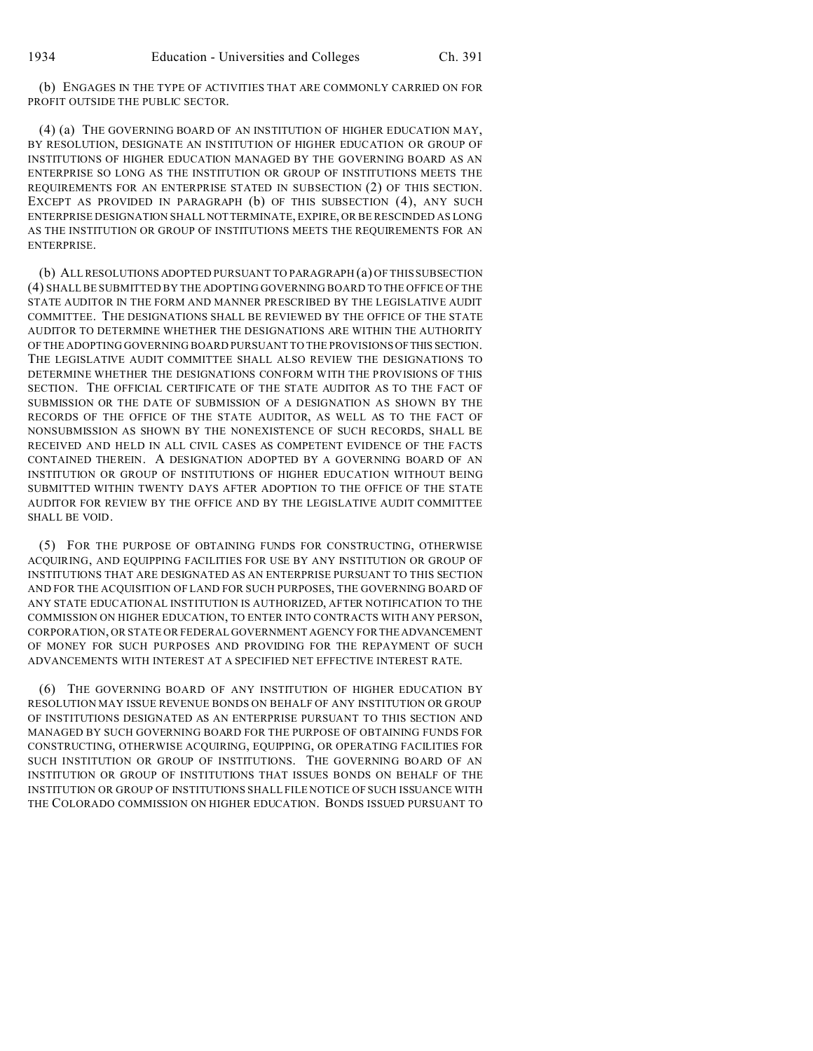(b) ENGAGES IN THE TYPE OF ACTIVITIES THAT ARE COMMONLY CARRIED ON FOR PROFIT OUTSIDE THE PUBLIC SECTOR.

(4) (a) THE GOVERNING BOARD OF AN INSTITUTION OF HIGHER EDUCATION MAY, BY RESOLUTION, DESIGNATE AN INSTITUTION OF HIGHER EDUCATION OR GROUP OF INSTITUTIONS OF HIGHER EDUCATION MANAGED BY THE GOVERNING BOARD AS AN ENTERPRISE SO LONG AS THE INSTITUTION OR GROUP OF INSTITUTIONS MEETS THE REQUIREMENTS FOR AN ENTERPRISE STATED IN SUBSECTION (2) OF THIS SECTION. EXCEPT AS PROVIDED IN PARAGRAPH (b) OF THIS SUBSECTION (4), ANY SUCH ENTERPRISE DESIGNATION SHALL NOT TERMINATE, EXPIRE, OR BE RESCINDED AS LONG AS THE INSTITUTION OR GROUP OF INSTITUTIONS MEETS THE REQUIREMENTS FOR AN ENTERPRISE.

(b) ALL RESOLUTIONS ADOPTED PURSUANT TO PARAGRAPH (a) OF THIS SUBSECTION (4) SHALL BE SUBMITTED BY THE ADOPTING GOVERNING BOARD TO THE OFFICE OF THE STATE AUDITOR IN THE FORM AND MANNER PRESCRIBED BY THE LEGISLATIVE AUDIT COMMITTEE. THE DESIGNATIONS SHALL BE REVIEWED BY THE OFFICE OF THE STATE AUDITOR TO DETERMINE WHETHER THE DESIGNATIONS ARE WITHIN THE AUTHORITY OF THE ADOPTING GOVERNING BOARD PURSUANT TO THE PROVISIONS OF THIS SECTION. THE LEGISLATIVE AUDIT COMMITTEE SHALL ALSO REVIEW THE DESIGNATIONS TO DETERMINE WHETHER THE DESIGNATIONS CONFORM WITH THE PROVISIONS OF THIS SECTION. THE OFFICIAL CERTIFICATE OF THE STATE AUDITOR AS TO THE FACT OF SUBMISSION OR THE DATE OF SUBMISSION OF A DESIGNATION AS SHOWN BY THE RECORDS OF THE OFFICE OF THE STATE AUDITOR, AS WELL AS TO THE FACT OF NONSUBMISSION AS SHOWN BY THE NONEXISTENCE OF SUCH RECORDS, SHALL BE RECEIVED AND HELD IN ALL CIVIL CASES AS COMPETENT EVIDENCE OF THE FACTS CONTAINED THEREIN. A DESIGNATION ADOPTED BY A GOVERNING BOARD OF AN INSTITUTION OR GROUP OF INSTITUTIONS OF HIGHER EDUCATION WITHOUT BEING SUBMITTED WITHIN TWENTY DAYS AFTER ADOPTION TO THE OFFICE OF THE STATE AUDITOR FOR REVIEW BY THE OFFICE AND BY THE LEGISLATIVE AUDIT COMMITTEE SHALL BE VOID.

(5) FOR THE PURPOSE OF OBTAINING FUNDS FOR CONSTRUCTING, OTHERWISE ACQUIRING, AND EQUIPPING FACILITIES FOR USE BY ANY INSTITUTION OR GROUP OF INSTITUTIONS THAT ARE DESIGNATED AS AN ENTERPRISE PURSUANT TO THIS SECTION AND FOR THE ACQUISITION OF LAND FOR SUCH PURPOSES, THE GOVERNING BOARD OF ANY STATE EDUCATIONAL INSTITUTION IS AUTHORIZED, AFTER NOTIFICATION TO THE COMMISSION ON HIGHER EDUCATION, TO ENTER INTO CONTRACTS WITH ANY PERSON, CORPORATION, OR STATE OR FEDERAL GOVERNMENT AGENCY FOR THE ADVANCEMENT OF MONEY FOR SUCH PURPOSES AND PROVIDING FOR THE REPAYMENT OF SUCH ADVANCEMENTS WITH INTEREST AT A SPECIFIED NET EFFECTIVE INTEREST RATE.

(6) THE GOVERNING BOARD OF ANY INSTITUTION OF HIGHER EDUCATION BY RESOLUTION MAY ISSUE REVENUE BONDS ON BEHALF OF ANY INSTITUTION OR GROUP OF INSTITUTIONS DESIGNATED AS AN ENTERPRISE PURSUANT TO THIS SECTION AND MANAGED BY SUCH GOVERNING BOARD FOR THE PURPOSE OF OBTAINING FUNDS FOR CONSTRUCTING, OTHERWISE ACQUIRING, EQUIPPING, OR OPERATING FACILITIES FOR SUCH INSTITUTION OR GROUP OF INSTITUTIONS. THE GOVERNING BOARD OF AN INSTITUTION OR GROUP OF INSTITUTIONS THAT ISSUES BONDS ON BEHALF OF THE INSTITUTION OR GROUP OF INSTITUTIONS SHALL FILE NOTICE OF SUCH ISSUANCE WITH THE COLORADO COMMISSION ON HIGHER EDUCATION. BONDS ISSUED PURSUANT TO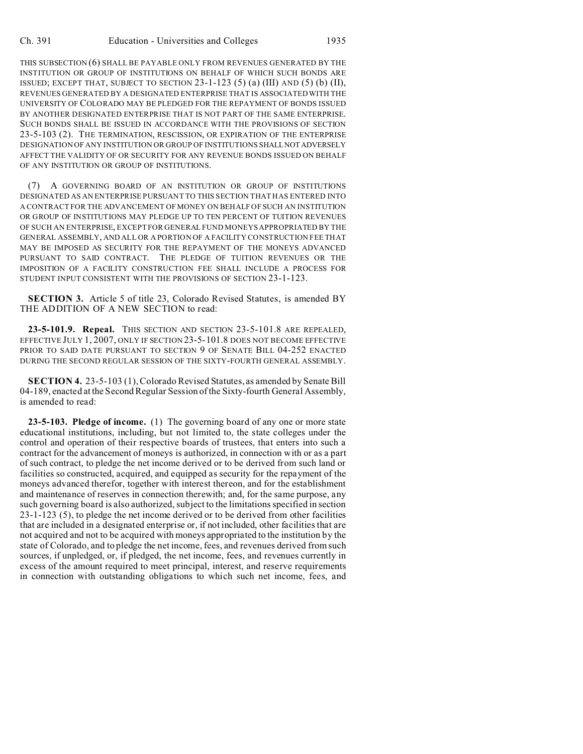THIS SUBSECTION (6) SHALL BE PAYABLE ONLY FROM REVENUES GENERATED BY THE INSTITUTION OR GROUP OF INSTITUTIONS ON BEHALF OF WHICH SUCH BONDS ARE ISSUED; EXCEPT THAT, SUBJECT TO SECTION 23-1-123 (5) (a) (III) AND (5) (b) (II), REVENUES GENERATED BY A DESIGNATED ENTERPRISE THAT IS ASSOCIATED WITH THE UNIVERSITY OF COLORADO MAY BE PLEDGED FOR THE REPAYMENT OF BONDS ISSUED BY ANOTHER DESIGNATED ENTERPRISE THAT IS NOT PART OF THE SAME ENTERPRISE. SUCH BONDS SHALL BE ISSUED IN ACCORDANCE WITH THE PROVISIONS OF SECTION 23-5-103 (2). THE TERMINATION, RESCISSION, OR EXPIRATION OF THE ENTERPRISE DESIGNATION OF ANY INSTITUTION OR GROUP OF INSTITUTIONS SHALL NOT ADVERSELY AFFECT THE VALIDITY OF OR SECURITY FOR ANY REVENUE BONDS ISSUED ON BEHALF OF ANY INSTITUTION OR GROUP OF INSTITUTIONS.

(7) A GOVERNING BOARD OF AN INSTITUTION OR GROUP OF INSTITUTIONS DESIGNATED AS AN ENTERPRISE PURSUANT TO THIS SECTION THAT HAS ENTERED INTO A CONTRACT FOR THE ADVANCEMENT OF MONEY ON BEHALF OF SUCH AN INSTITUTION OR GROUP OF INSTITUTIONS MAY PLEDGE UP TO TEN PERCENT OF TUITION REVENUES OF SUCH AN ENTERPRISE, EXCEPT FOR GENERAL FUND MONEYS APPROPRIATED BY THE GENERAL ASSEMBLY, AND ALL OR A PORTION OF A FACILITY CONSTRUCTION FEE THAT MAY BE IMPOSED AS SECURITY FOR THE REPAYMENT OF THE MONEYS ADVANCED PURSUANT TO SAID CONTRACT. THE PLEDGE OF TUITION REVENUES OR THE IMPOSITION OF A FACILITY CONSTRUCTION FEE SHALL INCLUDE A PROCESS FOR STUDENT INPUT CONSISTENT WITH THE PROVISIONS OF SECTION 23-1-123.

**SECTION 3.** Article 5 of title 23, Colorado Revised Statutes, is amended BY THE ADDITION OF A NEW SECTION to read:

**23-5-101.9. Repeal.** THIS SECTION AND SECTION 23-5-101.8 ARE REPEALED, EFFECTIVE JULY 1, 2007, ONLY IF SECTION 23-5-101.8 DOES NOT BECOME EFFECTIVE PRIOR TO SAID DATE PURSUANT TO SECTION 9 OF SENATE BILL 04-252 ENACTED DURING THE SECOND REGULAR SESSION OF THE SIXTY-FOURTH GENERAL ASSEMBLY.

**SECTION 4.** 23-5-103 (1), Colorado Revised Statutes, as amended by Senate Bill 04-189, enacted at the Second Regular Session of the Sixty-fourth General Assembly, is amended to read:

**23-5-103. Pledge of income.** (1) The governing board of any one or more state educational institutions, including, but not limited to, the state colleges under the control and operation of their respective boards of trustees, that enters into such a contract for the advancement of moneys is authorized, in connection with or as a part of such contract, to pledge the net income derived or to be derived from such land or facilities so constructed, acquired, and equipped as security for the repayment of the moneys advanced therefor, together with interest thereon, and for the establishment and maintenance of reserves in connection therewith; and, for the same purpose, any such governing board is also authorized, subject to the limitations specified in section 23-1-123 (5), to pledge the net income derived or to be derived from other facilities that are included in a designated enterprise or, if not included, other facilities that are not acquired and not to be acquired with moneys appropriated to the institution by the state of Colorado, and to pledge the net income, fees, and revenues derived from such sources, if unpledged, or, if pledged, the net income, fees, and revenues currently in excess of the amount required to meet principal, interest, and reserve requirements in connection with outstanding obligations to which such net income, fees, and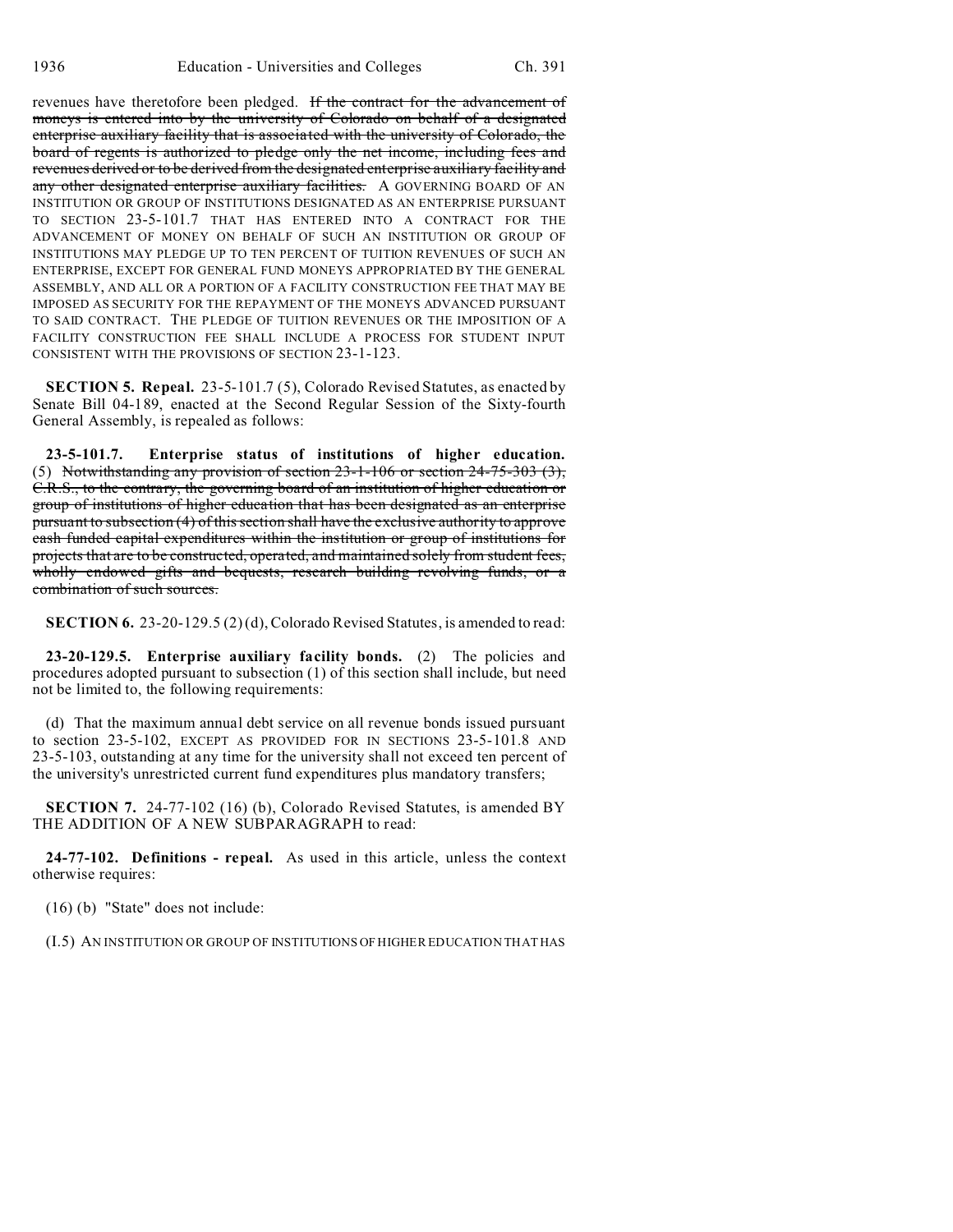revenues have theretofore been pledged. ~~If the contract for the advancement of moneys is entered into by the university of Colorado on behalf of a designated enterprise auxiliary facility that is associated with the university of Colorado, the board of regents is authorized to pledge only the net income, including fees and revenues derived or to be derived from the designated enterprise auxiliary facility and any other designated enterprise auxiliary facilities.~~ A GOVERNING BOARD OF AN INSTITUTION OR GROUP OF INSTITUTIONS DESIGNATED AS AN ENTERPRISE PURSUANT TO SECTION 23-5-101.7 THAT HAS ENTERED INTO A CONTRACT FOR THE ADVANCEMENT OF MONEY ON BEHALF OF SUCH AN INSTITUTION OR GROUP OF INSTITUTIONS MAY PLEDGE UP TO TEN PERCENT OF TUITION REVENUES OF SUCH AN ENTERPRISE, EXCEPT FOR GENERAL FUND MONEYS APPROPRIATED BY THE GENERAL ASSEMBLY, AND ALL OR A PORTION OF A FACILITY CONSTRUCTION FEE THAT MAY BE IMPOSED AS SECURITY FOR THE REPAYMENT OF THE MONEYS ADVANCED PURSUANT TO SAID CONTRACT. THE PLEDGE OF TUITION REVENUES OR THE IMPOSITION OF A FACILITY CONSTRUCTION FEE SHALL INCLUDE A PROCESS FOR STUDENT INPUT CONSISTENT WITH THE PROVISIONS OF SECTION 23-1-123.

**SECTION 5. Repeal.** 23-5-101.7 (5), Colorado Revised Statutes, as enacted by Senate Bill 04-189, enacted at the Second Regular Session of the Sixty-fourth General Assembly, is repealed as follows:

**23-5-101.7. Enterprise status of institutions of higher education.** (5) ~~Notwithstanding any provision of section 23-1-106 or section 24-75-303 (3), C.R.S., to the contrary, the governing board of an institution of higher education or group of institutions of higher education that has been designated as an enterprise pursuant to subsection (4) of this section shall have the exclusive authority to approve cash funded capital expenditures within the institution or group of institutions for projects that are to be constructed, operated, and maintained solely from student fees, wholly endowed gifts and bequests, research building revolving funds, or a combination of such sources.~~

**SECTION 6.** 23-20-129.5 (2) (d), Colorado Revised Statutes, is amended to read:

**23-20-129.5. Enterprise auxiliary facility bonds.** (2) The policies and procedures adopted pursuant to subsection (1) of this section shall include, but need not be limited to, the following requirements:

(d) That the maximum annual debt service on all revenue bonds issued pursuant to section 23-5-102, EXCEPT AS PROVIDED FOR IN SECTIONS 23-5-101.8 AND 23-5-103, outstanding at any time for the university shall not exceed ten percent of the university's unrestricted current fund expenditures plus mandatory transfers;

**SECTION 7.** 24-77-102 (16) (b), Colorado Revised Statutes, is amended BY THE ADDITION OF A NEW SUBPARAGRAPH to read:

**24-77-102. Definitions - repeal.** As used in this article, unless the context otherwise requires:

(16) (b) "State" does not include:

(I.5) AN INSTITUTION OR GROUP OF INSTITUTIONS OF HIGHER EDUCATION THAT HAS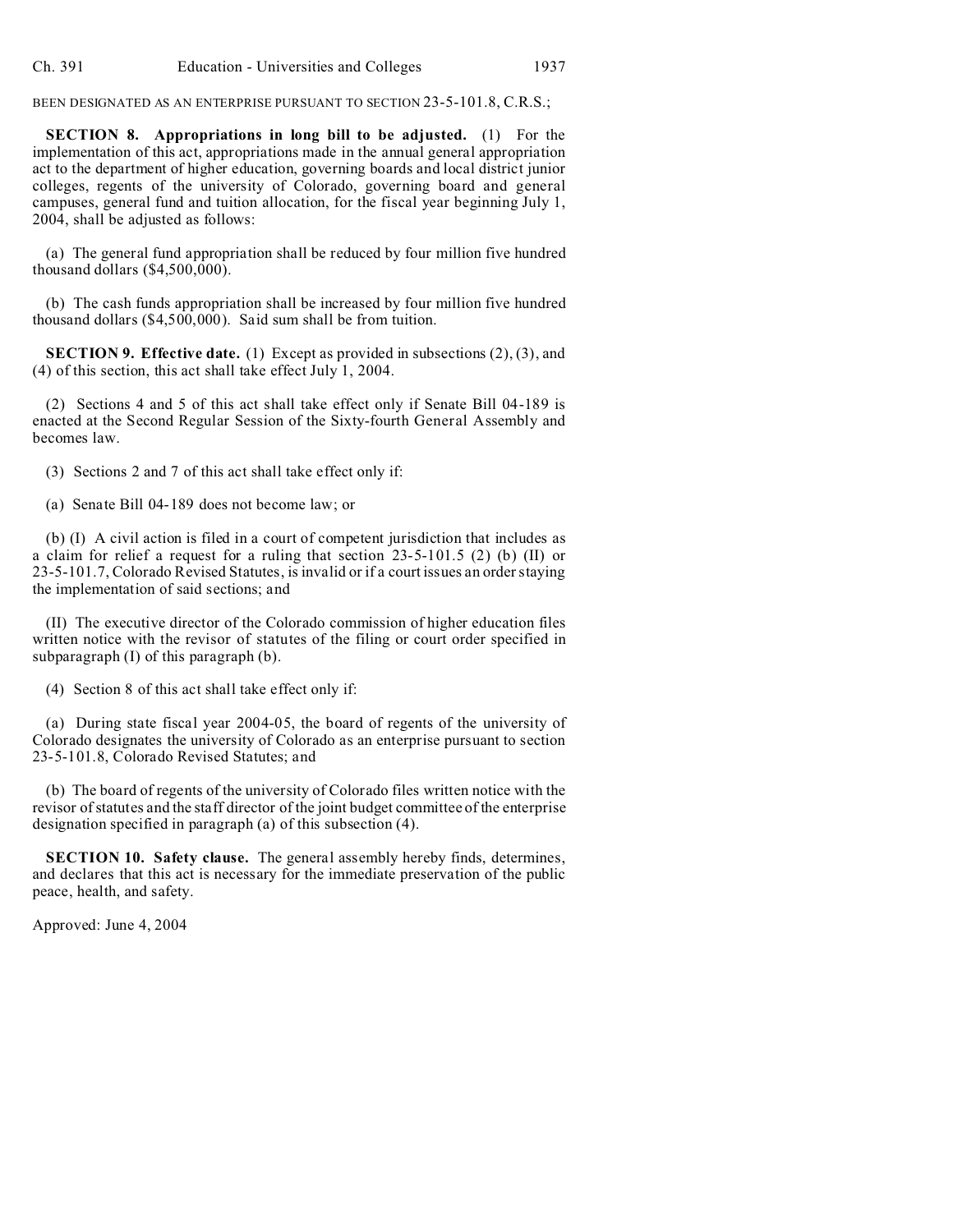BEEN DESIGNATED AS AN ENTERPRISE PURSUANT TO SECTION 23-5-101.8, C.R.S.;

**SECTION 8. Appropriations in long bill to be adjusted.** (1) For the implementation of this act, appropriations made in the annual general appropriation act to the department of higher education, governing boards and local district junior colleges, regents of the university of Colorado, governing board and general campuses, general fund and tuition allocation, for the fiscal year beginning July 1, 2004, shall be adjusted as follows:

(a) The general fund appropriation shall be reduced by four million five hundred thousand dollars ($4,500,000).

(b) The cash funds appropriation shall be increased by four million five hundred thousand dollars ($4,500,000). Said sum shall be from tuition.

**SECTION 9. Effective date.** (1) Except as provided in subsections (2), (3), and (4) of this section, this act shall take effect July 1, 2004.

(2) Sections 4 and 5 of this act shall take effect only if Senate Bill 04-189 is enacted at the Second Regular Session of the Sixty-fourth General Assembly and becomes law.

(3) Sections 2 and 7 of this act shall take effect only if:

(a) Senate Bill 04-189 does not become law; or

(b) (I) A civil action is filed in a court of competent jurisdiction that includes as a claim for relief a request for a ruling that section 23-5-101.5 (2) (b) (II) or 23-5-101.7, Colorado Revised Statutes, is invalid or if a court issues an order staying the implementation of said sections; and

(II) The executive director of the Colorado commission of higher education files written notice with the revisor of statutes of the filing or court order specified in subparagraph (I) of this paragraph (b).

(4) Section 8 of this act shall take effect only if:

(a) During state fiscal year 2004-05, the board of regents of the university of Colorado designates the university of Colorado as an enterprise pursuant to section 23-5-101.8, Colorado Revised Statutes; and

(b) The board of regents of the university of Colorado files written notice with the revisor of statutes and the staff director of the joint budget committee of the enterprise designation specified in paragraph (a) of this subsection (4).

**SECTION 10. Safety clause.** The general assembly hereby finds, determines, and declares that this act is necessary for the immediate preservation of the public peace, health, and safety.

Approved: June 4, 2004